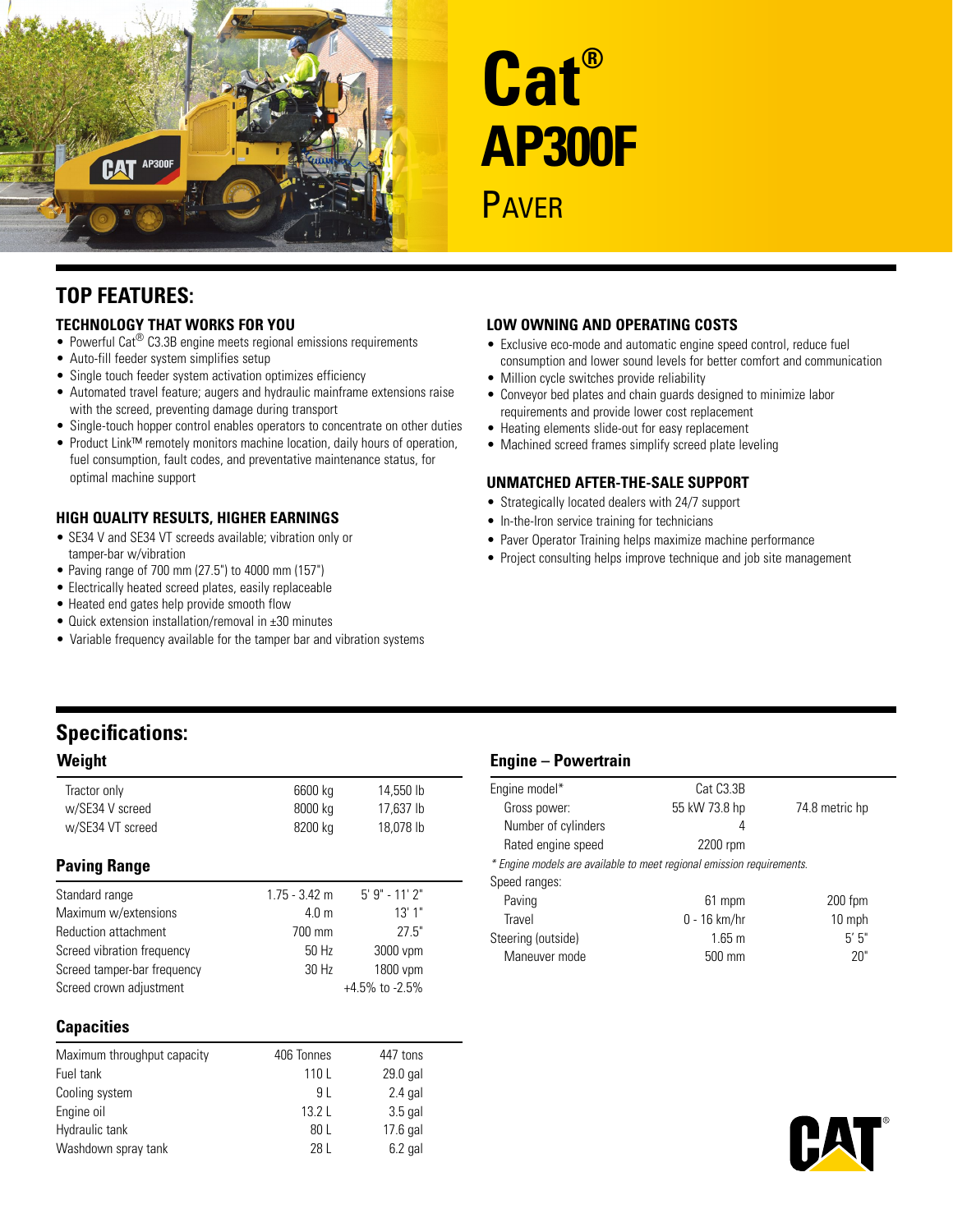# Cat® AP300F

## Paver

## TOP FEATURES:

### TECHNOLOGY THAT WORKS FOR YOU

- Powerful Cat® C3.3B engine meets regional emissions requirements
- Auto-fill feeder system simplifies setup
- Single touch feeder system activation optimizes efficiency
- Automated travel feature; augers and hydraulic mainframe extensions raise with the screed, preventing damage during transport
- Single-touch hopper control enables operators to concentrate on other duties
- Product Link™ remotely monitors machine location, daily hours of operation, fuel consumption, fault codes, and preventative maintenance status, for optimal machine support

### HIGH QUALITY RESULTS, HIGHER EARNINGS

- SE34 V and SE34 VT screeds available; vibration only or tamper-bar w/vibration
- Paving range of 700 mm (27.5") to 4000 mm (157")
- Electrically heated screed plates, easily replaceable
- Heated end gates help provide smooth flow
- Quick extension installation/removal in ±30 minutes
- Variable frequency available for the tamper bar and vibration systems

### LOW OWNING AND OPERATING COSTS

- Exclusive eco-mode and automatic engine speed control, reduce fuel consumption and lower sound levels for better comfort and communication
- Million cycle switches provide reliability
- Conveyor bed plates and chain guards designed to minimize labor requirements and provide lower cost replacement
- Heating elements slide-out for easy replacement
- Machined screed frames simplify screed plate leveling

### UNMATCHED AFTER-THE-SALE SUPPORT

- Strategically located dealers with 24/7 support
- In-the-Iron service training for technicians
- Paver Operator Training helps maximize machine performance
- Project consulting helps improve technique and job site management

## Specifications:

### Weight

| | | |
|---|---|---|
| Tractor only | 6600 kg | 14,550 lb |
| w/SE34 V screed | 8000 kg | 17,637 lb |
| w/SE34 VT screed | 8200 kg | 18,078 lb |

### Paving Range

| | | |
|---|---|---|
| Standard range | 1.75 - 3.42 m | 5' 9" - 11' 2" |
| Maximum w/extensions | 4.0 m | 13' 1" |
| Reduction attachment | 700 mm | 27.5" |
| Screed vibration frequency | 50 Hz | 3000 vpm |
| Screed tamper-bar frequency | 30 Hz | 1800 vpm |
| Screed crown adjustment | | +4.5% to -2.5% |

### Capacities

| | | |
|---|---|---|
| Maximum throughput capacity | 406 Tonnes | 447 tons |
| Fuel tank | 110 L | 29.0 gal |
| Cooling system | 9 L | 2.4 gal |
| Engine oil | 13.2 L | 3.5 gal |
| Hydraulic tank | 80 L | 17.6 gal |
| Washdown spray tank | 28 L | 6.2 gal |

### Engine – Powertrain

| | | |
|---|---|---|
| Engine model* | Cat C3.3B | |
| Gross power: | 55 kW 73.8 hp | 74.8 metric hp |
| Number of cylinders | 4 | |
| Rated engine speed | 2200 rpm | |

*\* Engine models are available to meet regional emission requirements.*

| | | |
|---|---|---|
| Speed ranges: | | |
| Paving | 61 mpm | 200 fpm |
| Travel | 0 - 16 km/hr | 10 mph |
| Steering (outside) | 1.65 m | 5' 5" |
| Maneuver mode | 500 mm | 20" |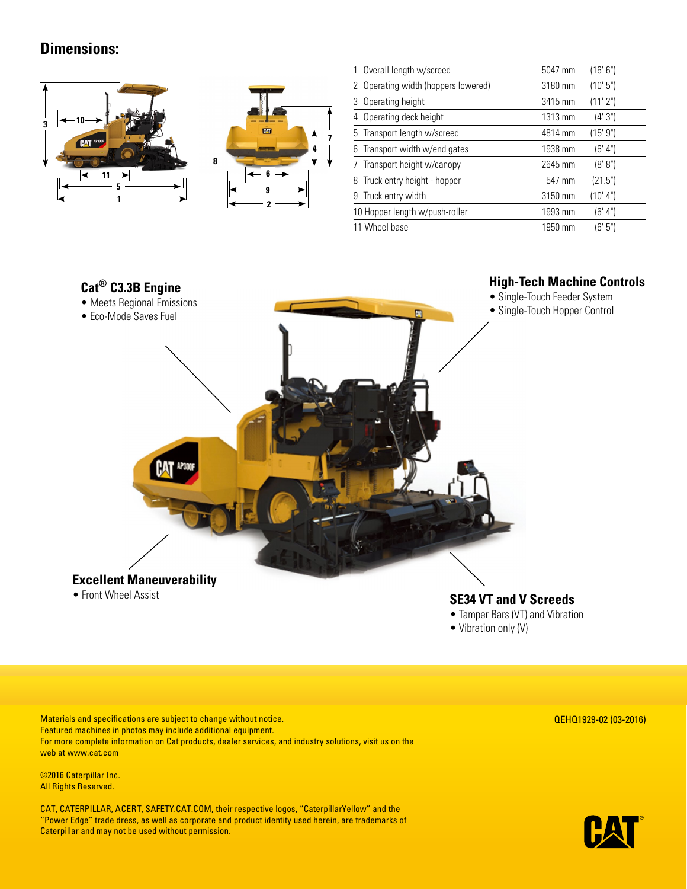## Dimensions:

| | | |
|---|---|---|
| 1 Overall length w/screed | 5047 mm | (16' 6") |
| 2 Operating width (hoppers lowered) | 3180 mm | (10' 5") |
| 3 Operating height | 3415 mm | (11' 2") |
| 4 Operating deck height | 1313 mm | (4' 3") |
| 5 Transport length w/screed | 4814 mm | (15' 9") |
| 6 Transport width w/end gates | 1938 mm | (6' 4") |
| 7 Transport height w/canopy | 2645 mm | (8' 8") |
| 8 Truck entry height - hopper | 547 mm | (21.5") |
| 9 Truck entry width | 3150 mm | (10' 4") |
| 10 Hopper length w/push-roller | 1993 mm | (6' 4") |
| 11 Wheel base | 1950 mm | (6' 5") |

### Cat® C3.3B Engine

- Meets Regional Emissions
- Eco-Mode Saves Fuel

### High-Tech Machine Controls

- Single-Touch Feeder System
- Single-Touch Hopper Control

### Excellent Maneuverability

- Front Wheel Assist

### SE34 VT and V Screeds

- Tamper Bars (VT) and Vibration
- Vibration only (V)

Materials and specifications are subject to change without notice.
Featured machines in photos may include additional equipment.
For more complete information on Cat products, dealer services, and industry solutions, visit us on the web at www.cat.com

QEHQ1929-02 (03-2016)

©2016 Caterpillar Inc.
All Rights Reserved.

CAT, CATERPILLAR, ACERT, SAFETY.CAT.COM, their respective logos, "CaterpillarYellow" and the "Power Edge" trade dress, as well as corporate and product identity used herein, are trademarks of Caterpillar and may not be used without permission.